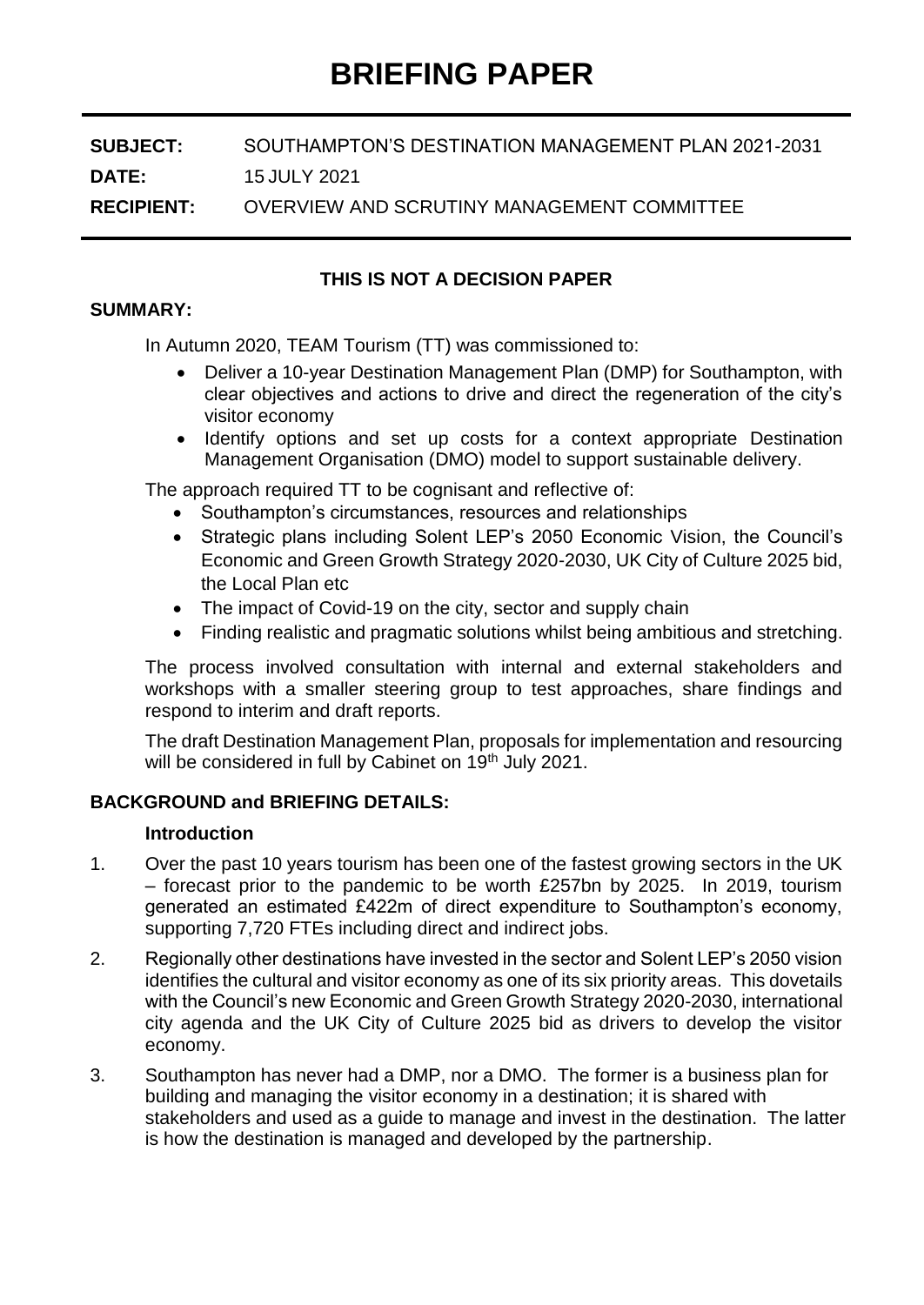# BRIEFING PAPER

**SUBJECT:** SOUTHAMPTON'S DESTINATION MANAGEMENT PLAN 2021-2031

**DATE:** 15 JULY 2021

**RECIPIENT:** OVERVIEW AND SCRUTINY MANAGEMENT COMMITTEE

**THIS IS NOT A DECISION PAPER**

**SUMMARY:**

In Autumn 2020, TEAM Tourism (TT) was commissioned to:

- Deliver a 10-year Destination Management Plan (DMP) for Southampton, with clear objectives and actions to drive and direct the regeneration of the city's visitor economy
- Identify options and set up costs for a context appropriate Destination Management Organisation (DMO) model to support sustainable delivery.

The approach required TT to be cognisant and reflective of:

- Southampton's circumstances, resources and relationships
- Strategic plans including Solent LEP's 2050 Economic Vision, the Council's Economic and Green Growth Strategy 2020-2030, UK City of Culture 2025 bid, the Local Plan etc
- The impact of Covid-19 on the city, sector and supply chain
- Finding realistic and pragmatic solutions whilst being ambitious and stretching.

The process involved consultation with internal and external stakeholders and workshops with a smaller steering group to test approaches, share findings and respond to interim and draft reports.

The draft Destination Management Plan, proposals for implementation and resourcing will be considered in full by Cabinet on 19th July 2021.

**BACKGROUND and BRIEFING DETAILS:**

**Introduction**

1. Over the past 10 years tourism has been one of the fastest growing sectors in the UK – forecast prior to the pandemic to be worth £257bn by 2025. In 2019, tourism generated an estimated £422m of direct expenditure to Southampton's economy, supporting 7,720 FTEs including direct and indirect jobs.

2. Regionally other destinations have invested in the sector and Solent LEP's 2050 vision identifies the cultural and visitor economy as one of its six priority areas. This dovetails with the Council's new Economic and Green Growth Strategy 2020-2030, international city agenda and the UK City of Culture 2025 bid as drivers to develop the visitor economy.

3. Southampton has never had a DMP, nor a DMO. The former is a business plan for building and managing the visitor economy in a destination; it is shared with stakeholders and used as a guide to manage and invest in the destination. The latter is how the destination is managed and developed by the partnership.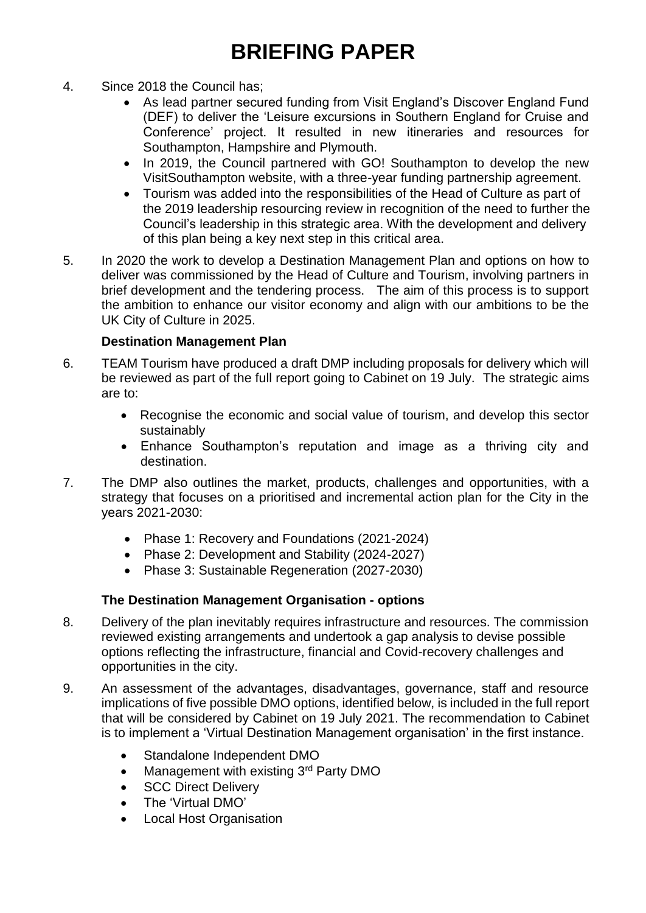# BRIEFING PAPER

4. Since 2018 the Council has;
    - As lead partner secured funding from Visit England's Discover England Fund (DEF) to deliver the 'Leisure excursions in Southern England for Cruise and Conference' project. It resulted in new itineraries and resources for Southampton, Hampshire and Plymouth.
    - In 2019, the Council partnered with GO! Southampton to develop the new VisitSouthampton website, with a three-year funding partnership agreement.
    - Tourism was added into the responsibilities of the Head of Culture as part of the 2019 leadership resourcing review in recognition of the need to further the Council's leadership in this strategic area. With the development and delivery of this plan being a key next step in this critical area.

5. In 2020 the work to develop a Destination Management Plan and options on how to deliver was commissioned by the Head of Culture and Tourism, involving partners in brief development and the tendering process. The aim of this process is to support the ambition to enhance our visitor economy and align with our ambitions to be the UK City of Culture in 2025.

**Destination Management Plan**

6. TEAM Tourism have produced a draft DMP including proposals for delivery which will be reviewed as part of the full report going to Cabinet on 19 July. The strategic aims are to:
    - Recognise the economic and social value of tourism, and develop this sector sustainably
    - Enhance Southampton's reputation and image as a thriving city and destination.

7. The DMP also outlines the market, products, challenges and opportunities, with a strategy that focuses on a prioritised and incremental action plan for the City in the years 2021-2030:
    - Phase 1: Recovery and Foundations (2021-2024)
    - Phase 2: Development and Stability (2024-2027)
    - Phase 3: Sustainable Regeneration (2027-2030)

**The Destination Management Organisation - options**

8. Delivery of the plan inevitably requires infrastructure and resources. The commission reviewed existing arrangements and undertook a gap analysis to devise possible options reflecting the infrastructure, financial and Covid-recovery challenges and opportunities in the city.

9. An assessment of the advantages, disadvantages, governance, staff and resource implications of five possible DMO options, identified below, is included in the full report that will be considered by Cabinet on 19 July 2021. The recommendation to Cabinet is to implement a 'Virtual Destination Management organisation' in the first instance.
    - Standalone Independent DMO
    - Management with existing 3rd Party DMO
    - SCC Direct Delivery
    - The 'Virtual DMO'
    - Local Host Organisation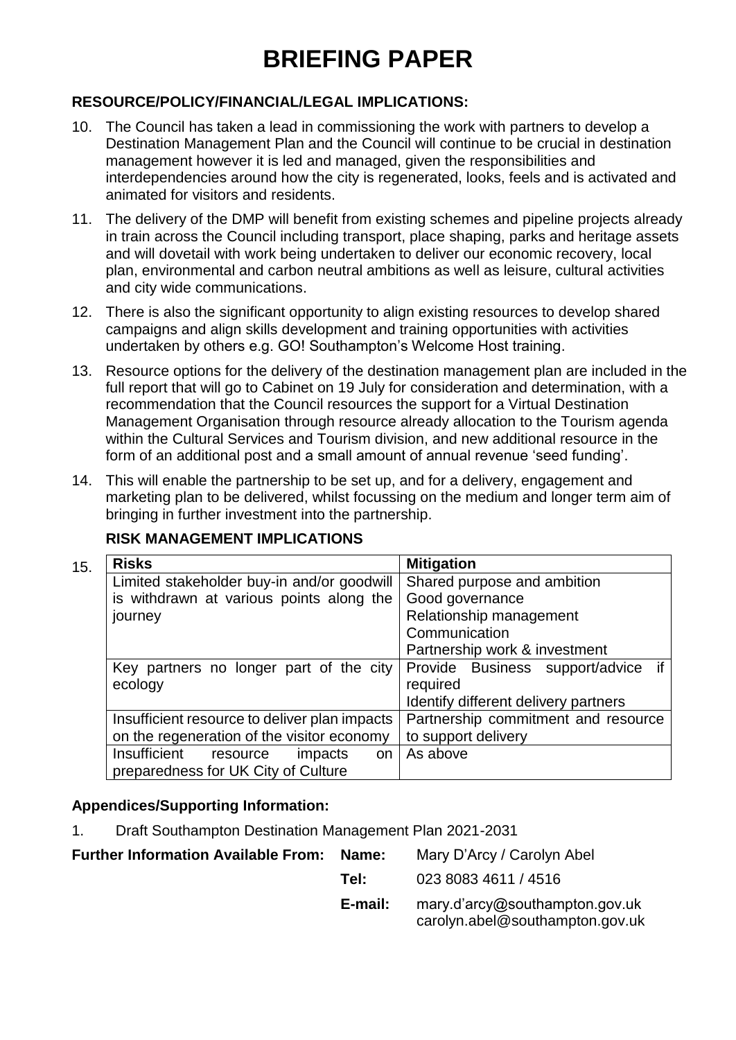# BRIEFING PAPER

**RESOURCE/POLICY/FINANCIAL/LEGAL IMPLICATIONS:**

10. The Council has taken a lead in commissioning the work with partners to develop a Destination Management Plan and the Council will continue to be crucial in destination management however it is led and managed, given the responsibilities and interdependencies around how the city is regenerated, looks, feels and is activated and animated for visitors and residents.
11. The delivery of the DMP will benefit from existing schemes and pipeline projects already in train across the Council including transport, place shaping, parks and heritage assets and will dovetail with work being undertaken to deliver our economic recovery, local plan, environmental and carbon neutral ambitions as well as leisure, cultural activities and city wide communications.
12. There is also the significant opportunity to align existing resources to develop shared campaigns and align skills development and training opportunities with activities undertaken by others e.g. GO! Southampton's Welcome Host training.
13. Resource options for the delivery of the destination management plan are included in the full report that will go to Cabinet on 19 July for consideration and determination, with a recommendation that the Council resources the support for a Virtual Destination Management Organisation through resource already allocation to the Tourism agenda within the Cultural Services and Tourism division, and new additional resource in the form of an additional post and a small amount of annual revenue 'seed funding'.
14. This will enable the partnership to be set up, and for a delivery, engagement and marketing plan to be delivered, whilst focussing on the medium and longer term aim of bringing in further investment into the partnership.

**RISK MANAGEMENT IMPLICATIONS**

15.

| Risks | Mitigation |
|---|---|
| Limited stakeholder buy-in and/or goodwill is withdrawn at various points along the journey | Shared purpose and ambition<br>Good governance<br>Relationship management<br>Communication<br>Partnership work & investment |
| Key partners no longer part of the city ecology | Provide Business support/advice if required<br>Identify different delivery partners |
| Insufficient resource to deliver plan impacts on the regeneration of the visitor economy | Partnership commitment and resource to support delivery |
| Insufficient resource impacts on preparedness for UK City of Culture | As above |

**Appendices/Supporting Information:**

1. Draft Southampton Destination Management Plan 2021-2031

| | | |
|---|---|---|
| **Further Information Available From:** | **Name:** | Mary D'Arcy / Carolyn Abel |
| | **Tel:** | 023 8083 4611 / 4516 |
| | **E-mail:** | mary.d'arcy@southampton.gov.uk<br>carolyn.abel@southampton.gov.uk |